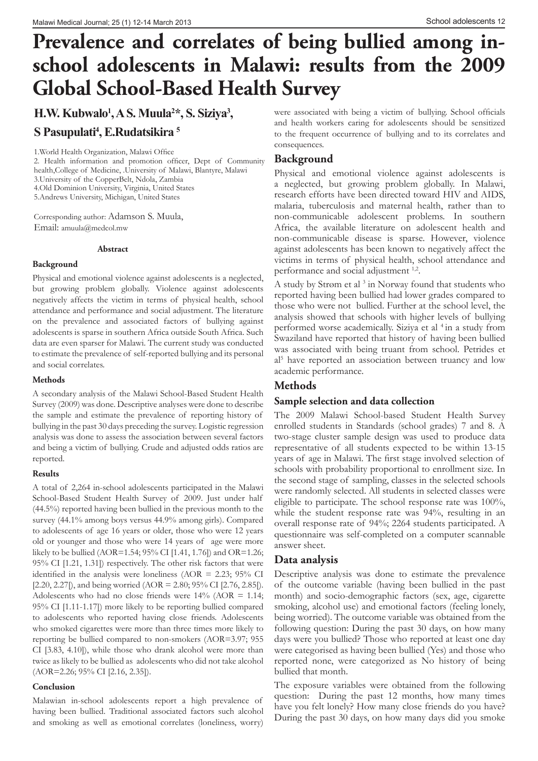# Prevalence and correlates of being bullied among in-school adolescents in Malawi: results from the 2009 Global School-Based Health Survey

**H.W. Kubwalo[1], A S. Muula[2]*, S. Siziya[3], S Pasupulati[4], E.Rudatsikira [5]**

1.World Health Organization, Malawi Office
2. Health information and promotion officer, Dept of Community health,College of Medicine, .University of Malawi, Blantyre, Malawi
3.University of the CopperBelt, Ndola, Zambia
4.Old Dominion University, Virginia, United States
5.Andrews University, Michigan, United States

Corresponding author: Adamson S. Muula,
Email: amuula@medcol.mw

## Abstract

### Background

Physical and emotional violence against adolescents is a neglected, but growing problem globally. Violence against adolescents negatively affects the victim in terms of physical health, school attendance and performance and social adjustment. The literature on the prevalence and associated factors of bullying against adolescents is sparse in southern Africa outside South Africa. Such data are even sparser for Malawi. The current study was conducted to estimate the prevalence of self-reported bullying and its personal and social correlates.

### Methods

A secondary analysis of the Malawi School-Based Student Health Survey (2009) was done. Descriptive analyses were done to describe the sample and estimate the prevalence of reporting history of bullying in the past 30 days preceding the survey. Logistic regression analysis was done to assess the association between several factors and being a victim of bullying. Crude and adjusted odds ratios are reported.

### Results

A total of 2,264 in-school adolescents participated in the Malawi School-Based Student Health Survey of 2009. Just under half (44.5%) reported having been bullied in the previous month to the survey (44.1% among boys versus 44.9% among girls). Compared to adolescents of age 16 years or older, those who were 12 years old or younger and those who were 14 years of age were more likely to be bullied (AOR=1.54; 95% CI [1.41, 1.76]) and OR=1.26; 95% CI [1.21, 1.31]) respectively. The other risk factors that were identified in the analysis were loneliness (AOR = 2.23; 95% CI [2.20, 2.27[), and being worried (AOR = 2.80; 95% CI [2.76, 2.85[). Adolescents who had no close friends were 14% (AOR = 1.14; 95% CI [1.11-1.17]) more likely to be reporting bullied compared to adolescents who reported having close friends. Adolescents who smoked cigarettes were more than three times more likely to reporting be bullied compared to non-smokers (AOR=3.97; 955 CI [3.83, 4.10[), while those who drank alcohol were more than twice as likely to be bullied as adolescents who did not take alcohol (AOR=2.26; 95% CI [2.16, 2.35]).

### Conclusion

Malawian in-school adolescents report a high prevalence of having been bullied. Traditional associated factors such alcohol and smoking as well as emotional correlates (loneliness, worry) were associated with being a victim of bullying. School officials and health workers caring for adolescents should be sensitized to the frequent occurrence of bullying and to its correlates and consequences.

## Background

Physical and emotional violence against adolescents is a neglected, but growing problem globally. In Malawi, research efforts have been directed toward HIV and AIDS, malaria, tuberculosis and maternal health, rather than to non-communicable adolescent problems. In southern Africa, the available literature on adolescent health and non-communicable disease is sparse. However, violence against adolescents has been known to negatively affect the victims in terms of physical health, school attendance and performance and social adjustment [1,2].

A study by Strøm et al [3] in Norway found that students who reported having been bullied had lower grades compared to those who were not bullied. Further at the school level, the analysis showed that schools with higher levels of bullying performed worse academically. Siziya et al [4] in a study from Swaziland have reported that history of having been bullied was associated with being truant from school. Petrides et al[5] have reported an association between truancy and low academic performance.

## Methods

### Sample selection and data collection

The 2009 Malawi School-based Student Health Survey enrolled students in Standards (school grades) 7 and 8. A two-stage cluster sample design was used to produce data representative of all students expected to be within 13-15 years of age in Malawi. The first stage involved selection of schools with probability proportional to enrollment size. In the second stage of sampling, classes in the selected schools were randomly selected. All students in selected classes were eligible to participate. The school response rate was 100%, while the student response rate was 94%, resulting in an overall response rate of 94%; 2264 students participated. A questionnaire was self-completed on a computer scannable answer sheet.

### Data analysis

Descriptive analysis was done to estimate the prevalence of the outcome variable (having been bullied in the past month) and socio-demographic factors (sex, age, cigarette smoking, alcohol use) and emotional factors (feeling lonely, being worried). The outcome variable was obtained from the following question: During the past 30 days, on how many days were you bullied? Those who reported at least one day were categorised as having been bullied (Yes) and those who reported none, were categorized as No history of being bullied that month.

The exposure variables were obtained from the following question: During the past 12 months, how many times have you felt lonely? How many close friends do you have? During the past 30 days, on how many days did you smoke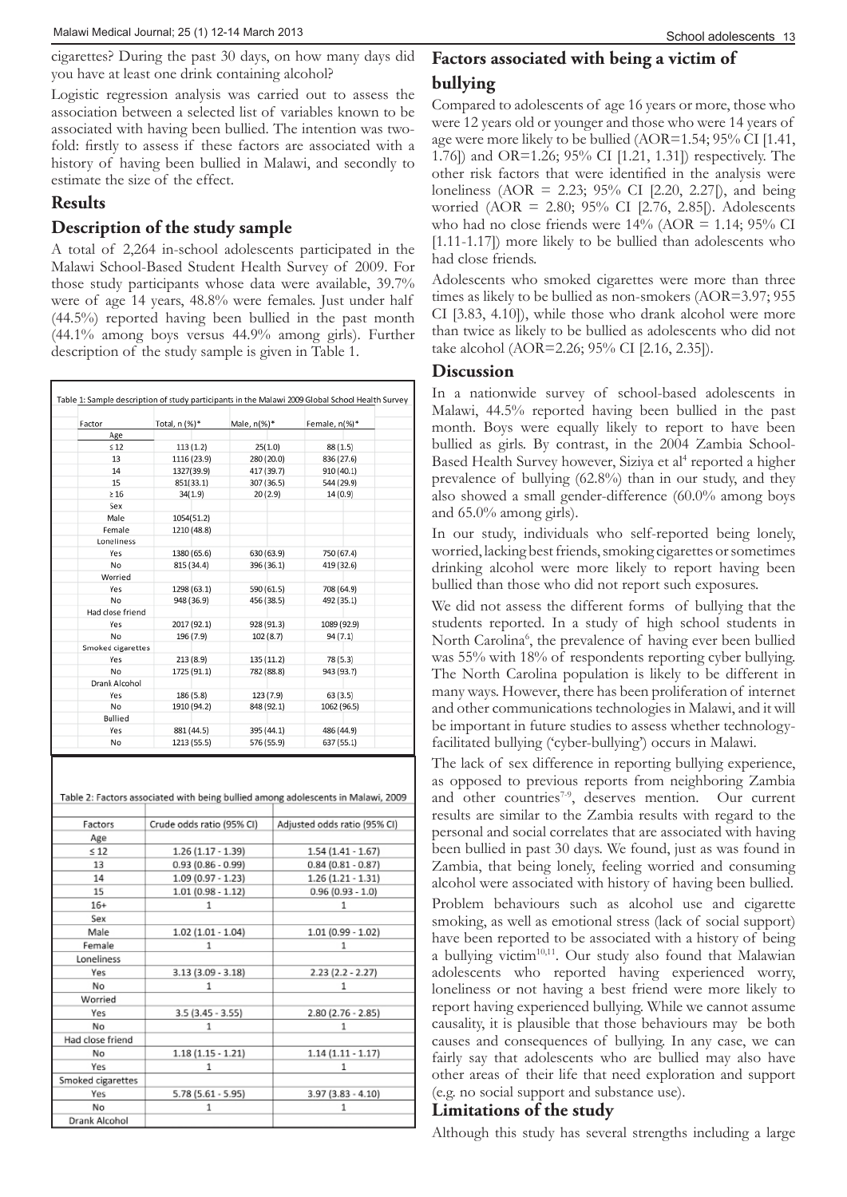cigarettes? During the past 30 days, on how many days did you have at least one drink containing alcohol?

Logistic regression analysis was carried out to assess the association between a selected list of variables known to be associated with having been bullied. The intention was two-fold: firstly to assess if these factors are associated with a history of having been bullied in Malawi, and secondly to estimate the size of the effect.

## Results

## Description of the study sample

A total of 2,264 in-school adolescents participated in the Malawi School-Based Student Health Survey of 2009. For those study participants whose data were available, 39.7% were of age 14 years, 48.8% were females. Just under half (44.5%) reported having been bullied in the past month (44.1% among boys versus 44.9% among girls). Further description of the study sample is given in Table 1.

Table 1: Sample description of study participants in the Malawi 2009 Global School Health Survey

| Factor | Total, n (%)* | Male, n(%)* | Female, n(%)* |
|---|---|---|---|
| Age | | | |
| ≤12 | 113 (1.2) | 25(1.0) | 88 (1.5) |
| 13 | 1116 (23.9) | 280 (20.0) | 836 (27.6) |
| 14 | 1327(39.9) | 417 (39.7) | 910 (40.1) |
| 15 | 851(33.1) | 307 (36.5) | 544 (29.9) |
| ≥16 | 34(1.9) | 20 (2.9) | 14 (0.9) |
| Sex | | | |
| Male | 1054(51.2) | | |
| Female | 1210 (48.8) | | |
| Loneliness | | | |
| Yes | 1380 (65.6) | 630 (63.9) | 750 (67.4) |
| No | 815 (34.4) | 396 (36.1) | 419 (32.6) |
| Worried | | | |
| Yes | 1298 (63.1) | 590 (61.5) | 708 (64.9) |
| No | 948 (36.9) | 456 (38.5) | 492 (35.1) |
| Had close friend | | | |
| Yes | 2017 (92.1) | 928 (91.3) | 1089 (92.9) |
| No | 196 (7.9) | 102 (8.7) | 94 (7.1) |
| Smoked cigarettes | | | |
| Yes | 213 (8.9) | 135 (11.2) | 78 (5.3) |
| No | 1725 (91.1) | 782 (88.8) | 943 (93.7) |
| Drank Alcohol | | | |
| Yes | 186 (5.8) | 123 (7.9) | 63 (3.5) |
| No | 1910 (94.2) | 848 (92.1) | 1062 (96.5) |
| Bullied | | | |
| Yes | 881 (44.5) | 395 (44.1) | 486 (44.9) |
| No | 1213 (55.5) | 576 (55.9) | 637 (55.1) |

Table 2: Factors associated with being bullied among adolescents in Malawi, 2009

| Factors | Crude odds ratio (95% CI) | Adjusted odds ratio (95% CI) |
|---|---|---|
| Age | | |
| ≤ 12 | 1.26 (1.17 - 1.39) | 1.54 (1.41 - 1.67) |
| 13 | 0.93 (0.86 - 0.99) | 0.84 (0.81 - 0.87) |
| 14 | 1.09 (0.97 - 1.23) | 1.26 (1.21 - 1.31) |
| 15 | 1.01 (0.98 - 1.12) | 0.96 (0.93 - 1.0) |
| 16+ | 1 | 1 |
| Sex | | |
| Male | 1.02 (1.01 - 1.04) | 1.01 (0.99 - 1.02) |
| Female | 1 | 1 |
| Loneliness | | |
| Yes | 3.13 (3.09 - 3.18) | 2.23 (2.2 - 2.27) |
| No | 1 | 1 |
| Worried | | |
| Yes | 3.5 (3.45 - 3.55) | 2.80 (2.76 - 2.85) |
| No | 1 | 1 |
| Had close friend | | |
| No | 1.18 (1.15 - 1.21) | 1.14 (1.11 - 1.17) |
| Yes | 1 | 1 |
| Smoked cigarettes | | |
| Yes | 5.78 (5.61 - 5.95) | 3.97 (3.83 - 4.10) |
| No | 1 | 1 |
| Drank Alcohol | | |

## Factors associated with being a victim of bullying

Compared to adolescents of age 16 years or more, those who were 12 years old or younger and those who were 14 years of age were more likely to be bullied (AOR=1.54; 95% CI [1.41, 1.76]) and OR=1.26; 95% CI [1.21, 1.31]) respectively. The other risk factors that were identified in the analysis were loneliness (AOR = 2.23; 95% CI [2.20, 2.27[), and being worried (AOR = 2.80; 95% CI [2.76, 2.85[). Adolescents who had no close friends were 14% (AOR = 1.14; 95% CI [1.11-1.17]) more likely to be bullied than adolescents who had close friends.

Adolescents who smoked cigarettes were more than three times as likely to be bullied as non-smokers (AOR=3.97; 955 CI [3.83, 4.10]), while those who drank alcohol were more than twice as likely to be bullied as adolescents who did not take alcohol (AOR=2.26; 95% CI [2.16, 2.35]).

## Discussion

In a nationwide survey of school-based adolescents in Malawi, 44.5% reported having been bullied in the past month. Boys were equally likely to report to have been bullied as girls. By contrast, in the 2004 Zambia School-Based Health Survey however, Siziya et al[4] reported a higher prevalence of bullying (62.8%) than in our study, and they also showed a small gender-difference (60.0% among boys and 65.0% among girls).

In our study, individuals who self-reported being lonely, worried, lacking best friends, smoking cigarettes or sometimes drinking alcohol were more likely to report having been bullied than those who did not report such exposures.

We did not assess the different forms of bullying that the students reported. In a study of high school students in North Carolina[6], the prevalence of having ever been bullied was 55% with 18% of respondents reporting cyber bullying. The North Carolina population is likely to be different in many ways. However, there has been proliferation of internet and other communications technologies in Malawi, and it will be important in future studies to assess whether technology-facilitated bullying ('cyber-bullying') occurs in Malawi.

The lack of sex difference in reporting bullying experience, as opposed to previous reports from neighboring Zambia and other countries[7-9], deserves mention. Our current results are similar to the Zambia results with regard to the personal and social correlates that are associated with having been bullied in past 30 days. We found, just as was found in Zambia, that being lonely, feeling worried and consuming alcohol were associated with history of having been bullied.

Problem behaviours such as alcohol use and cigarette smoking, as well as emotional stress (lack of social support) have been reported to be associated with a history of being a bullying victim[10,11]. Our study also found that Malawian adolescents who reported having experienced worry, loneliness or not having a best friend were more likely to report having experienced bullying. While we cannot assume causality, it is plausible that those behaviours may be both causes and consequences of bullying. In any case, we can fairly say that adolescents who are bullied may also have other areas of their life that need exploration and support (e.g. no social support and substance use).

## Limitations of the study

Although this study has several strengths including a large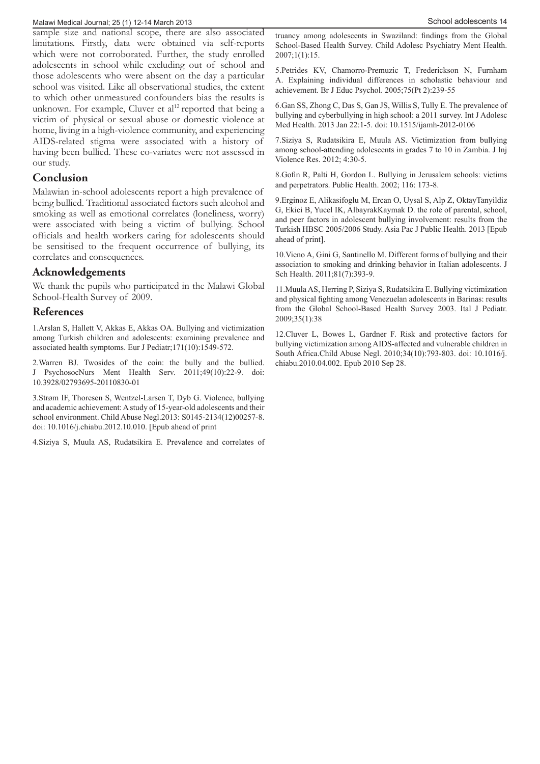sample size and national scope, there are also associated limitations. Firstly, data were obtained via self-reports which were not corroborated. Further, the study enrolled adolescents in school while excluding out of school and those adolescents who were absent on the day a particular school was visited. Like all observational studies, the extent to which other unmeasured confounders bias the results is unknown. For example, Cluver et al[12] reported that being a victim of physical or sexual abuse or domestic violence at home, living in a high-violence community, and experiencing AIDS-related stigma were associated with a history of having been bullied. These co-variates were not assessed in our study.

## Conclusion

Malawian in-school adolescents report a high prevalence of being bullied. Traditional associated factors such alcohol and smoking as well as emotional correlates (loneliness, worry) were associated with being a victim of bullying. School officials and health workers caring for adolescents should be sensitised to the frequent occurrence of bullying, its correlates and consequences.

## Acknowledgements

We thank the pupils who participated in the Malawi Global School-Health Survey of 2009.

## References

1.Arslan S, Hallett V, Akkas E, Akkas OA. Bullying and victimization among Turkish children and adolescents: examining prevalence and associated health symptoms. Eur J Pediatr;171(10):1549-572.

2.Warren BJ. Twosides of the coin: the bully and the bullied. J PsychosocNurs Ment Health Serv. 2011;49(10):22-9. doi: 10.3928/02793695-20110830-01

3.Strøm IF, Thoresen S, Wentzel-Larsen T, Dyb G. Violence, bullying and academic achievement: A study of 15-year-old adolescents and their school environment. Child Abuse Negl.2013: S0145-2134(12)00257-8. doi: 10.1016/j.chiabu.2012.10.010. [Epub ahead of print

4.Siziya S, Muula AS, Rudatsikira E. Prevalence and correlates of truancy among adolescents in Swaziland: findings from the Global School-Based Health Survey. Child Adolesc Psychiatry Ment Health. 2007;1(1):15.

5.Petrides KV, Chamorro-Premuzic T, Frederickson N, Furnham A. Explaining individual differences in scholastic behaviour and achievement. Br J Educ Psychol. 2005;75(Pt 2):239-55

6.Gan SS, Zhong C, Das S, Gan JS, Willis S, Tully E. The prevalence of bullying and cyberbullying in high school: a 2011 survey. Int J Adolesc Med Health. 2013 Jan 22:1-5. doi: 10.1515/ijamh-2012-0106

7.Siziya S, Rudatsikira E, Muula AS. Victimization from bullying among school-attending adolescents in grades 7 to 10 in Zambia. J Inj Violence Res. 2012; 4:30-5.

8.Gofin R, Palti H, Gordon L. Bullying in Jerusalem schools: victims and perpetrators. Public Health. 2002; 116: 173-8.

9.Erginoz E, Alikasifoglu M, Ercan O, Uysal S, Alp Z, OktayTanyildiz G, Ekici B, Yucel IK, AlbayrakKaymak D. the role of parental, school, and peer factors in adolescent bullying involvement: results from the Turkish HBSC 2005/2006 Study. Asia Pac J Public Health. 2013 [Epub ahead of print].

10.Vieno A, Gini G, Santinello M. Different forms of bullying and their association to smoking and drinking behavior in Italian adolescents. J Sch Health. 2011;81(7):393-9.

11.Muula AS, Herring P, Siziya S, Rudatsikira E. Bullying victimization and physical fighting among Venezuelan adolescents in Barinas: results from the Global School-Based Health Survey 2003. Ital J Pediatr. 2009;35(1):38

12.Cluver L, Bowes L, Gardner F. Risk and protective factors for bullying victimization among AIDS-affected and vulnerable children in South Africa.Child Abuse Negl. 2010;34(10):793-803. doi: 10.1016/j.chiabu.2010.04.002. Epub 2010 Sep 28.